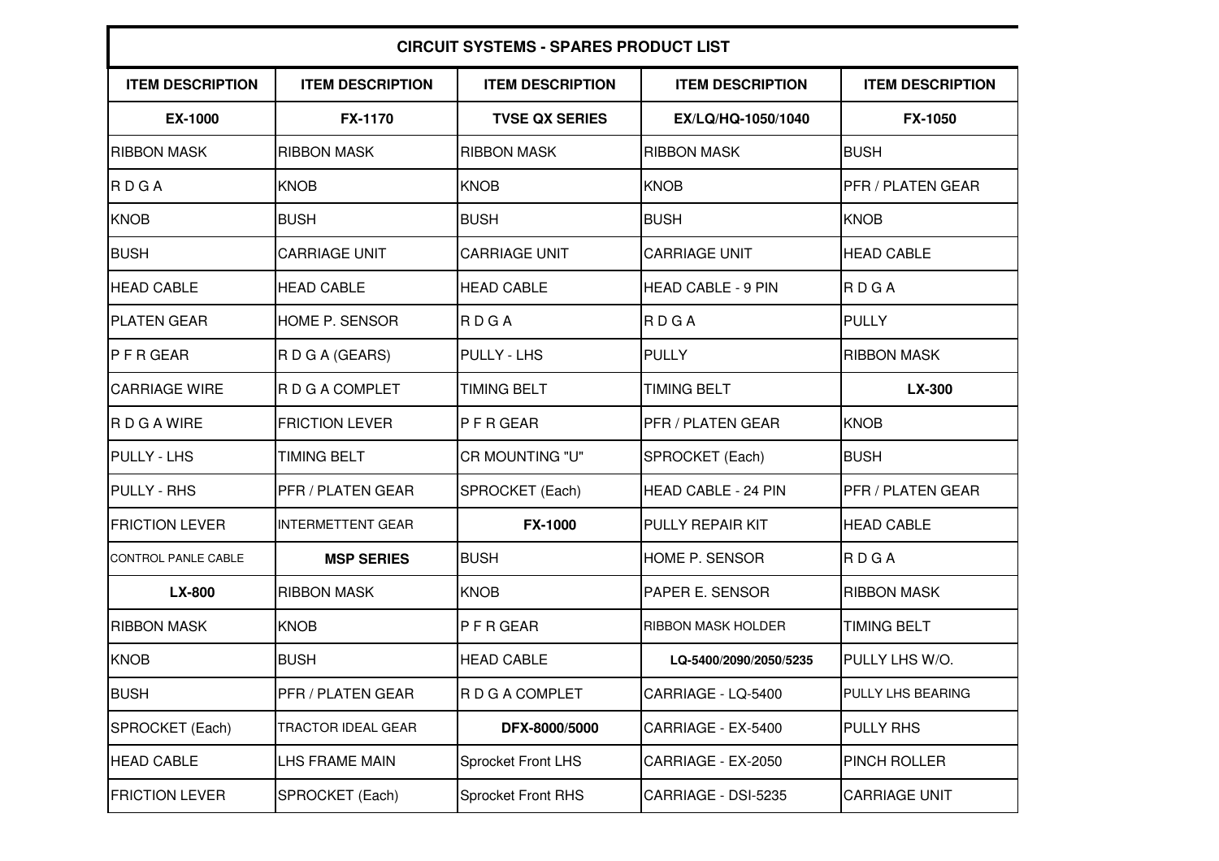# CIRCUIT SYSTEMS - SPARES PRODUCT LIST

| ITEM DESCRIPTION | ITEM DESCRIPTION | ITEM DESCRIPTION | ITEM DESCRIPTION | ITEM DESCRIPTION |
|---|---|---|---|---|
| **EX-1000** | **FX-1170** | **TVSE QX SERIES** | **EX/LQ/HQ-1050/1040** | **FX-1050** |
| RIBBON MASK | RIBBON MASK | RIBBON MASK | RIBBON MASK | BUSH |
| R D G A | KNOB | KNOB | KNOB | PFR / PLATEN GEAR |
| KNOB | BUSH | BUSH | BUSH | KNOB |
| BUSH | CARRIAGE UNIT | CARRIAGE UNIT | CARRIAGE UNIT | HEAD CABLE |
| HEAD CABLE | HEAD CABLE | HEAD CABLE | HEAD CABLE - 9 PIN | R D G A |
| PLATEN GEAR | HOME P. SENSOR | R D G A | R D G A | PULLY |
| P F R GEAR | R D G A (GEARS) | PULLY - LHS | PULLY | RIBBON MASK |
| CARRIAGE WIRE | R D G A COMPLET | TIMING BELT | TIMING BELT | **LX-300** |
| R D G A WIRE | FRICTION LEVER | P F R GEAR | PFR / PLATEN GEAR | KNOB |
| PULLY - LHS | TIMING BELT | CR MOUNTING "U" | SPROCKET (Each) | BUSH |
| PULLY - RHS | PFR / PLATEN GEAR | SPROCKET (Each) | HEAD CABLE - 24 PIN | PFR / PLATEN GEAR |
| FRICTION LEVER | INTERMETTENT GEAR | **FX-1000** | PULLY REPAIR KIT | HEAD CABLE |
| CONTROL PANLE CABLE | **MSP SERIES** | BUSH | HOME P. SENSOR | R D G A |
| **LX-800** | RIBBON MASK | KNOB | PAPER E. SENSOR | RIBBON MASK |
| RIBBON MASK | KNOB | P F R GEAR | RIBBON MASK HOLDER | TIMING BELT |
| KNOB | BUSH | HEAD CABLE | **LQ-5400/2090/2050/5235** | PULLY LHS W/O. |
| BUSH | PFR / PLATEN GEAR | R D G A COMPLET | CARRIAGE - LQ-5400 | PULLY LHS BEARING |
| SPROCKET (Each) | TRACTOR IDEAL GEAR | **DFX-8000/5000** | CARRIAGE - EX-5400 | PULLY RHS |
| HEAD CABLE | LHS FRAME MAIN | Sprocket Front LHS | CARRIAGE - EX-2050 | PINCH ROLLER |
| FRICTION LEVER | SPROCKET (Each) | Sprocket Front RHS | CARRIAGE - DSI-5235 | CARRIAGE UNIT |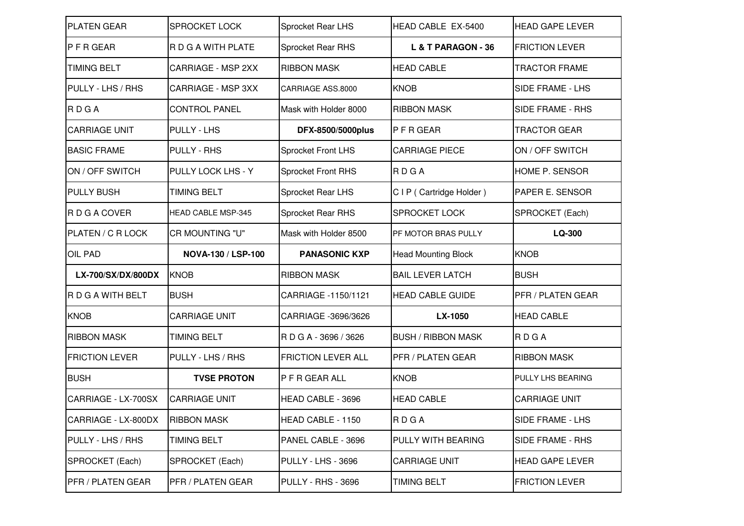| | | | | |
|---|---|---|---|---|
| PLATEN GEAR | SPROCKET LOCK | Sprocket Rear LHS | HEAD CABLE EX-5400 | HEAD GAPE LEVER |
| P F R GEAR | R D G A WITH PLATE | Sprocket Rear RHS | **L & T PARAGON - 36** | FRICTION LEVER |
| TIMING BELT | CARRIAGE - MSP 2XX | RIBBON MASK | HEAD CABLE | TRACTOR FRAME |
| PULLY - LHS / RHS | CARRIAGE - MSP 3XX | CARRIAGE ASS.8000 | KNOB | SIDE FRAME - LHS |
| R D G A | CONTROL PANEL | Mask with Holder 8000 | RIBBON MASK | SIDE FRAME - RHS |
| CARRIAGE UNIT | PULLY - LHS | **DFX-8500/5000plus** | P F R GEAR | TRACTOR GEAR |
| BASIC FRAME | PULLY - RHS | Sprocket Front LHS | CARRIAGE PIECE | ON / OFF SWITCH |
| ON / OFF SWITCH | PULLY LOCK LHS - Y | Sprocket Front RHS | R D G A | HOME P. SENSOR |
| PULLY BUSH | TIMING BELT | Sprocket Rear LHS | C I P ( Cartridge Holder ) | PAPER E. SENSOR |
| R D G A COVER | HEAD CABLE MSP-345 | Sprocket Rear RHS | SPROCKET LOCK | SPROCKET (Each) |
| PLATEN / C R LOCK | CR MOUNTING "U" | Mask with Holder 8500 | PF MOTOR BRAS PULLY | **LQ-300** |
| OIL PAD | **NOVA-130 / LSP-100** | **PANASONIC KXP** | Head Mounting Block | KNOB |
| **LX-700/SX/DX/800DX** | KNOB | RIBBON MASK | BAIL LEVER LATCH | BUSH |
| R D G A WITH BELT | BUSH | CARRIAGE -1150/1121 | HEAD CABLE GUIDE | PFR / PLATEN GEAR |
| KNOB | CARRIAGE UNIT | CARRIAGE -3696/3626 | **LX-1050** | HEAD CABLE |
| RIBBON MASK | TIMING BELT | R D G A - 3696 / 3626 | BUSH / RIBBON MASK | R D G A |
| FRICTION LEVER | PULLY - LHS / RHS | FRICTION LEVER ALL | PFR / PLATEN GEAR | RIBBON MASK |
| BUSH | **TVSE PROTON** | P F R GEAR ALL | KNOB | PULLY LHS BEARING |
| CARRIAGE - LX-700SX | CARRIAGE UNIT | HEAD CABLE - 3696 | HEAD CABLE | CARRIAGE UNIT |
| CARRIAGE - LX-800DX | RIBBON MASK | HEAD CABLE - 1150 | R D G A | SIDE FRAME - LHS |
| PULLY - LHS / RHS | TIMING BELT | PANEL CABLE - 3696 | PULLY WITH BEARING | SIDE FRAME - RHS |
| SPROCKET (Each) | SPROCKET (Each) | PULLY - LHS - 3696 | CARRIAGE UNIT | HEAD GAPE LEVER |
| PFR / PLATEN GEAR | PFR / PLATEN GEAR | PULLY - RHS - 3696 | TIMING BELT | FRICTION LEVER |